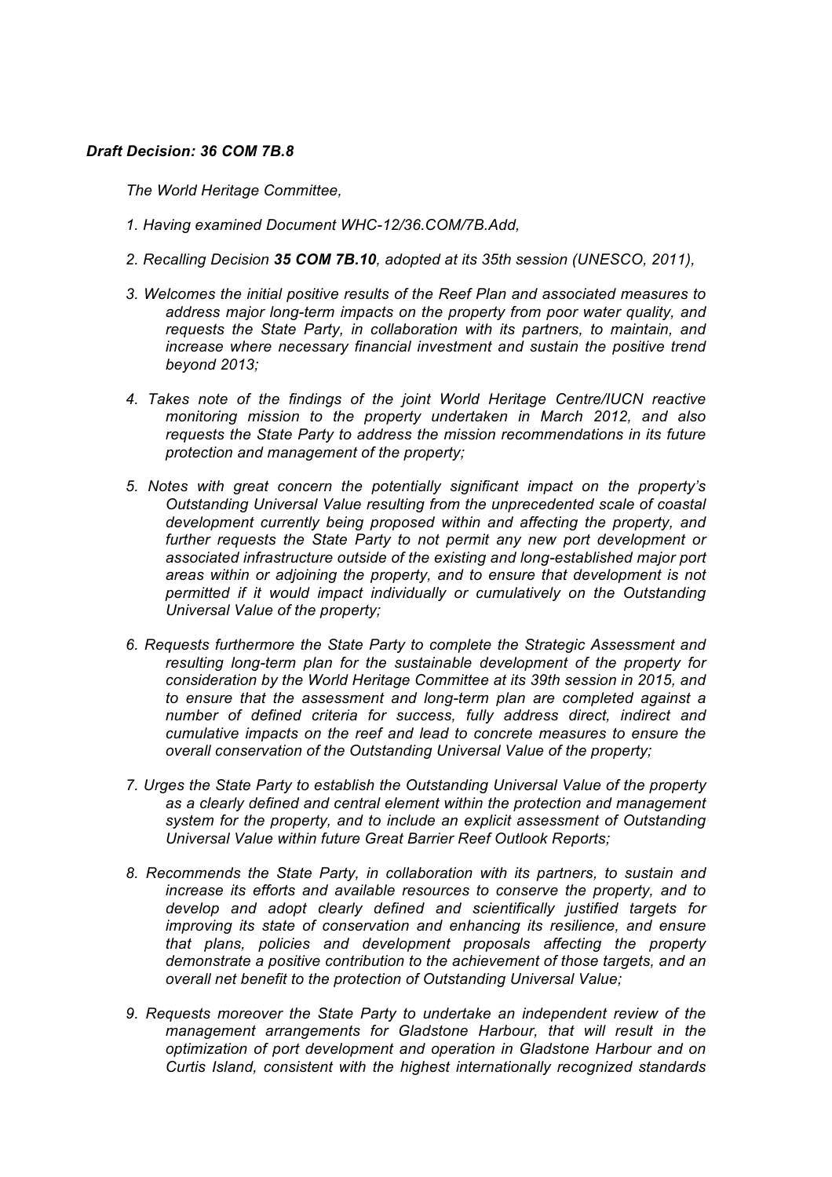***Draft Decision: 36 COM 7B.8***

*The World Heritage Committee,*

*1. Having examined Document WHC-12/36.COM/7B.Add,*

*2. Recalling Decision **35 COM 7B.10**, adopted at its 35th session (UNESCO, 2011),*

*3. Welcomes the initial positive results of the Reef Plan and associated measures to address major long-term impacts on the property from poor water quality, and requests the State Party, in collaboration with its partners, to maintain, and increase where necessary financial investment and sustain the positive trend beyond 2013;*

*4. Takes note of the findings of the joint World Heritage Centre/IUCN reactive monitoring mission to the property undertaken in March 2012, and also requests the State Party to address the mission recommendations in its future protection and management of the property;*

*5. Notes with great concern the potentially significant impact on the property's Outstanding Universal Value resulting from the unprecedented scale of coastal development currently being proposed within and affecting the property, and further requests the State Party to not permit any new port development or associated infrastructure outside of the existing and long-established major port areas within or adjoining the property, and to ensure that development is not permitted if it would impact individually or cumulatively on the Outstanding Universal Value of the property;*

*6. Requests furthermore the State Party to complete the Strategic Assessment and resulting long-term plan for the sustainable development of the property for consideration by the World Heritage Committee at its 39th session in 2015, and to ensure that the assessment and long-term plan are completed against a number of defined criteria for success, fully address direct, indirect and cumulative impacts on the reef and lead to concrete measures to ensure the overall conservation of the Outstanding Universal Value of the property;*

*7. Urges the State Party to establish the Outstanding Universal Value of the property as a clearly defined and central element within the protection and management system for the property, and to include an explicit assessment of Outstanding Universal Value within future Great Barrier Reef Outlook Reports;*

*8. Recommends the State Party, in collaboration with its partners, to sustain and increase its efforts and available resources to conserve the property, and to develop and adopt clearly defined and scientifically justified targets for improving its state of conservation and enhancing its resilience, and ensure that plans, policies and development proposals affecting the property demonstrate a positive contribution to the achievement of those targets, and an overall net benefit to the protection of Outstanding Universal Value;*

*9. Requests moreover the State Party to undertake an independent review of the management arrangements for Gladstone Harbour, that will result in the optimization of port development and operation in Gladstone Harbour and on Curtis Island, consistent with the highest internationally recognized standards*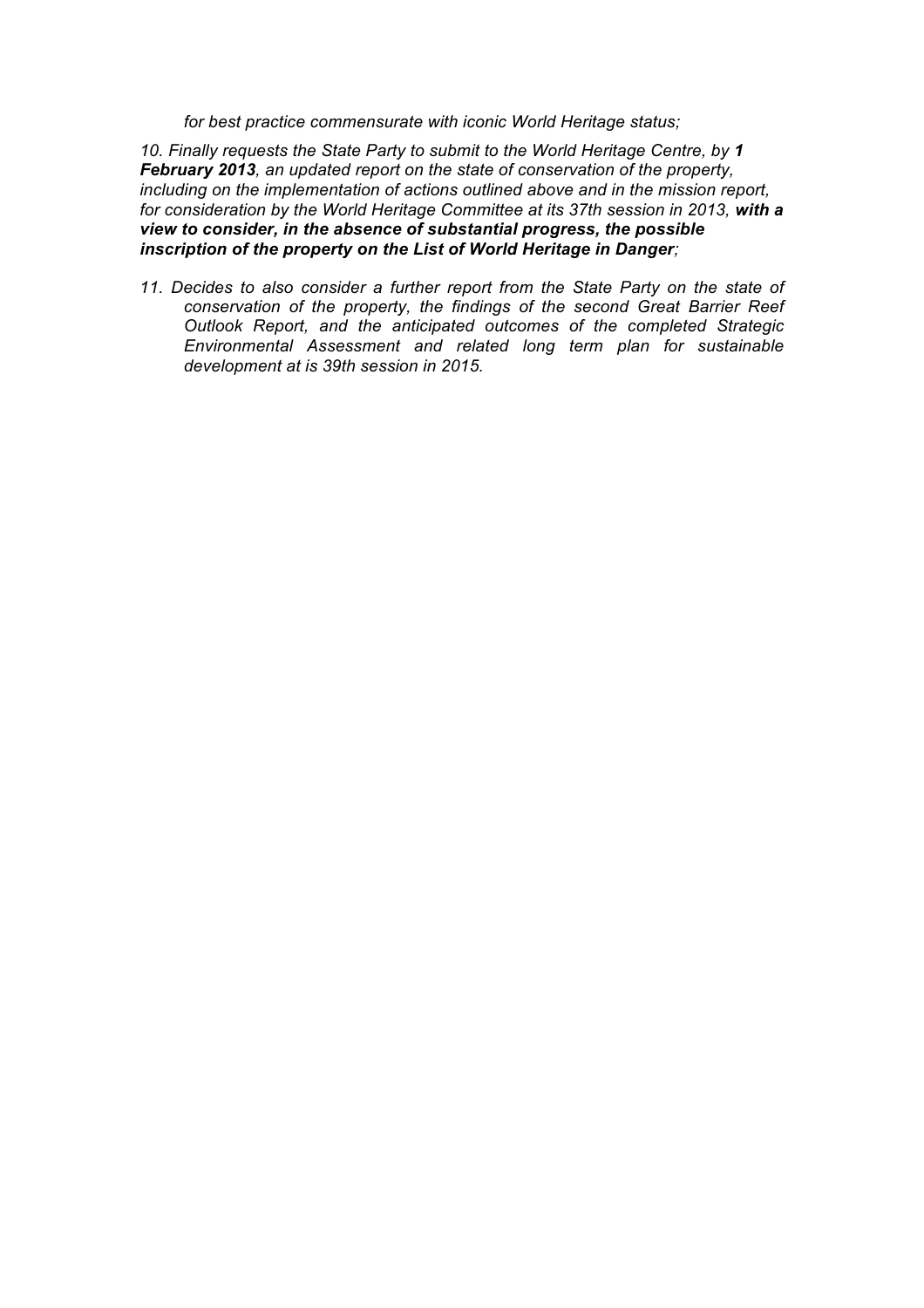*for best practice commensurate with iconic World Heritage status;*

*10. Finally requests the State Party to submit to the World Heritage Centre, by* ***1 February 2013****, an updated report on the state of conservation of the property, including on the implementation of actions outlined above and in the mission report, for consideration by the World Heritage Committee at its 37th session in 2013,* ***with a view to consider, in the absence of substantial progress, the possible inscription of the property on the List of World Heritage in Danger****;*

*11. Decides to also consider a further report from the State Party on the state of conservation of the property, the findings of the second Great Barrier Reef Outlook Report, and the anticipated outcomes of the completed Strategic Environmental Assessment and related long term plan for sustainable development at is 39th session in 2015.*